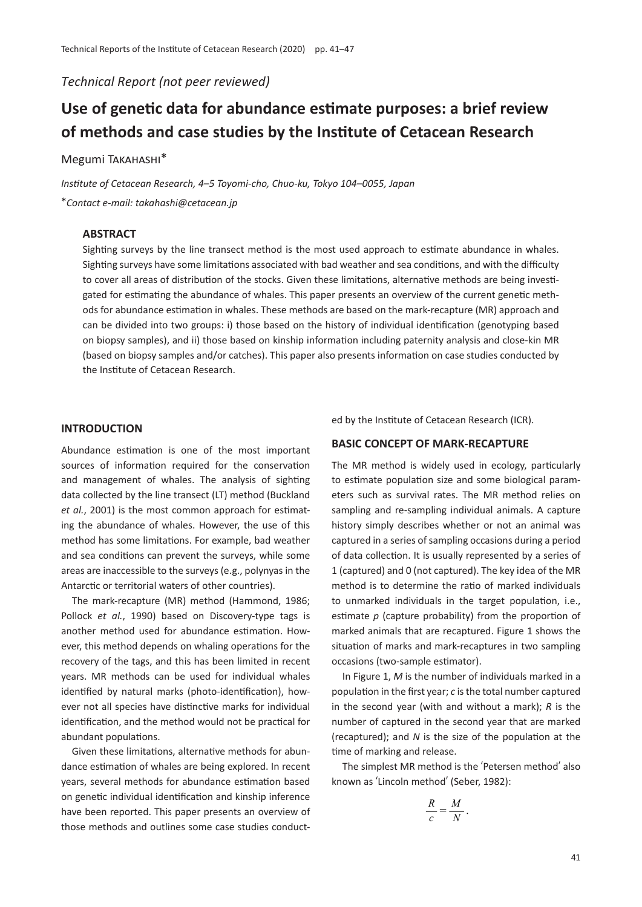*Technical Report (not peer reviewed)*

# Use of genetic data for abundance estimate purposes: a brief review of methods and case studies by the Institute of Cetacean Research

Megumi Takahashi*

*Institute of Cetacean Research, 4–5 Toyomi-cho, Chuo-ku, Tokyo 104–0055, Japan*

**Contact e-mail: takahashi@cetacean.jp*

### ABSTRACT

Sighting surveys by the line transect method is the most used approach to estimate abundance in whales. Sighting surveys have some limitations associated with bad weather and sea conditions, and with the difficulty to cover all areas of distribution of the stocks. Given these limitations, alternative methods are being investigated for estimating the abundance of whales. This paper presents an overview of the current genetic methods for abundance estimation in whales. These methods are based on the mark-recapture (MR) approach and can be divided into two groups: i) those based on the history of individual identification (genotyping based on biopsy samples), and ii) those based on kinship information including paternity analysis and close-kin MR (based on biopsy samples and/or catches). This paper also presents information on case studies conducted by the Institute of Cetacean Research.

## INTRODUCTION

Abundance estimation is one of the most important sources of information required for the conservation and management of whales. The analysis of sighting data collected by the line transect (LT) method (Buckland *et al.*, 2001) is the most common approach for estimating the abundance of whales. However, the use of this method has some limitations. For example, bad weather and sea conditions can prevent the surveys, while some areas are inaccessible to the surveys (e.g., polynyas in the Antarctic or territorial waters of other countries).

The mark-recapture (MR) method (Hammond, 1986; Pollock *et al.*, 1990) based on Discovery-type tags is another method used for abundance estimation. However, this method depends on whaling operations for the recovery of the tags, and this has been limited in recent years. MR methods can be used for individual whales identified by natural marks (photo-identification), however not all species have distinctive marks for individual identification, and the method would not be practical for abundant populations.

Given these limitations, alternative methods for abundance estimation of whales are being explored. In recent years, several methods for abundance estimation based on genetic individual identification and kinship inference have been reported. This paper presents an overview of those methods and outlines some case studies conducted by the Institute of Cetacean Research (ICR).

## BASIC CONCEPT OF MARK-RECAPTURE

The MR method is widely used in ecology, particularly to estimate population size and some biological parameters such as survival rates. The MR method relies on sampling and re-sampling individual animals. A capture history simply describes whether or not an animal was captured in a series of sampling occasions during a period of data collection. It is usually represented by a series of 1 (captured) and 0 (not captured). The key idea of the MR method is to determine the ratio of marked individuals to unmarked individuals in the target population, i.e., estimate $p$ (capture probability) from the proportion of marked animals that are recaptured. Figure 1 shows the situation of marks and mark-recaptures in two sampling occasions (two-sample estimator).

In Figure 1, $M$ is the number of individuals marked in a population in the first year; $c$ is the total number captured in the second year (with and without a mark); $R$ is the number of captured in the second year that are marked (recaptured); and $N$ is the size of the population at the time of marking and release.

The simplest MR method is the 'Petersen method' also known as 'Lincoln method' (Seber, 1982):

$$\frac{R}{c} = \frac{M}{N}.$$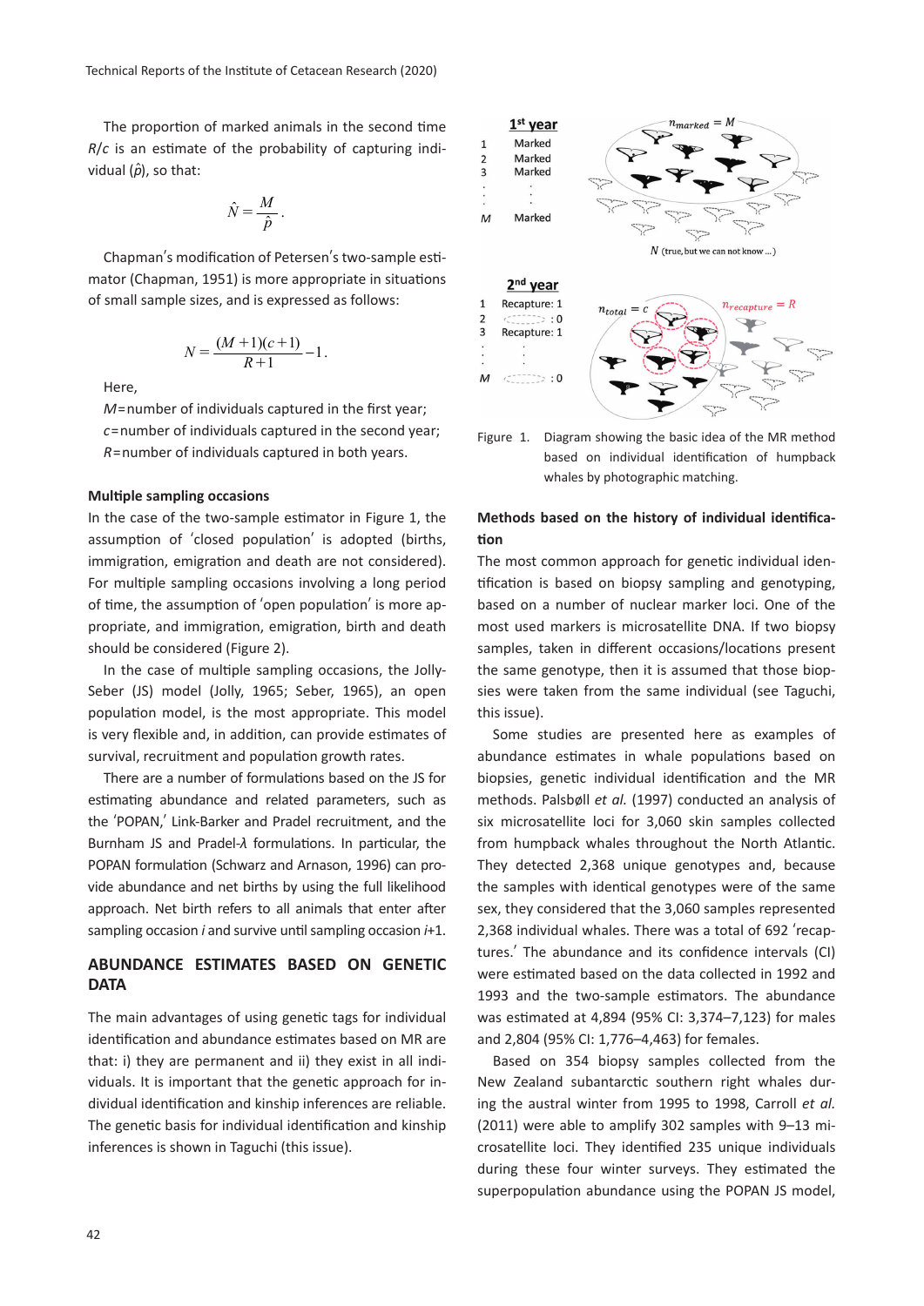The proportion of marked animals in the second time $R/c$ is an estimate of the probability of capturing individual ($\hat{p}$), so that:

$$\hat{N} = \frac{M}{\hat{p}}.$$

Chapman's modification of Petersen's two-sample estimator (Chapman, 1951) is more appropriate in situations of small sample sizes, and is expressed as follows:

$$N = \frac{(M+1)(c+1)}{R+1} - 1.$$

Here,

$M$=number of individuals captured in the first year;
$c$=number of individuals captured in the second year;
$R$=number of individuals captured in both years.

**Multiple sampling occasions**

In the case of the two-sample estimator in Figure 1, the assumption of 'closed population' is adopted (births, immigration, emigration and death are not considered). For multiple sampling occasions involving a long period of time, the assumption of 'open population' is more appropriate, and immigration, emigration, birth and death should be considered (Figure 2).

In the case of multiple sampling occasions, the Jolly-Seber (JS) model (Jolly, 1965; Seber, 1965), an open population model, is the most appropriate. This model is very flexible and, in addition, can provide estimates of survival, recruitment and population growth rates.

There are a number of formulations based on the JS for estimating abundance and related parameters, such as the 'POPAN,' Link-Barker and Pradel recruitment, and the Burnham JS and Pradel-$\lambda$ formulations. In particular, the POPAN formulation (Schwarz and Arnason, 1996) can provide abundance and net births by using the full likelihood approach. Net birth refers to all animals that enter after sampling occasion $i$ and survive until sampling occasion $i$+1.

## ABUNDANCE ESTIMATES BASED ON GENETIC DATA

The main advantages of using genetic tags for individual identification and abundance estimates based on MR are that: i) they are permanent and ii) they exist in all individuals. It is important that the genetic approach for individual identification and kinship inferences are reliable. The genetic basis for individual identification and kinship inferences is shown in Taguchi (this issue).

Figure 1. Diagram showing the basic idea of the MR method based on individual identification of humpback whales by photographic matching.

**Methods based on the history of individual identification**

The most common approach for genetic individual identification is based on biopsy sampling and genotyping, based on a number of nuclear marker loci. One of the most used markers is microsatellite DNA. If two biopsy samples, taken in different occasions/locations present the same genotype, then it is assumed that those biopsies were taken from the same individual (see Taguchi, this issue).

Some studies are presented here as examples of abundance estimates in whale populations based on biopsies, genetic individual identification and the MR methods. Palsbøll *et al.* (1997) conducted an analysis of six microsatellite loci for 3,060 skin samples collected from humpback whales throughout the North Atlantic. They detected 2,368 unique genotypes and, because the samples with identical genotypes were of the same sex, they considered that the 3,060 samples represented 2,368 individual whales. There was a total of 692 'recaptures.' The abundance and its confidence intervals (CI) were estimated based on the data collected in 1992 and 1993 and the two-sample estimators. The abundance was estimated at 4,894 (95% CI: 3,374–7,123) for males and 2,804 (95% CI: 1,776–4,463) for females.

Based on 354 biopsy samples collected from the New Zealand subantarctic southern right whales during the austral winter from 1995 to 1998, Carroll *et al.* (2011) were able to amplify 302 samples with 9–13 microsatellite loci. They identified 235 unique individuals during these four winter surveys. They estimated the superpopulation abundance using the POPAN JS model,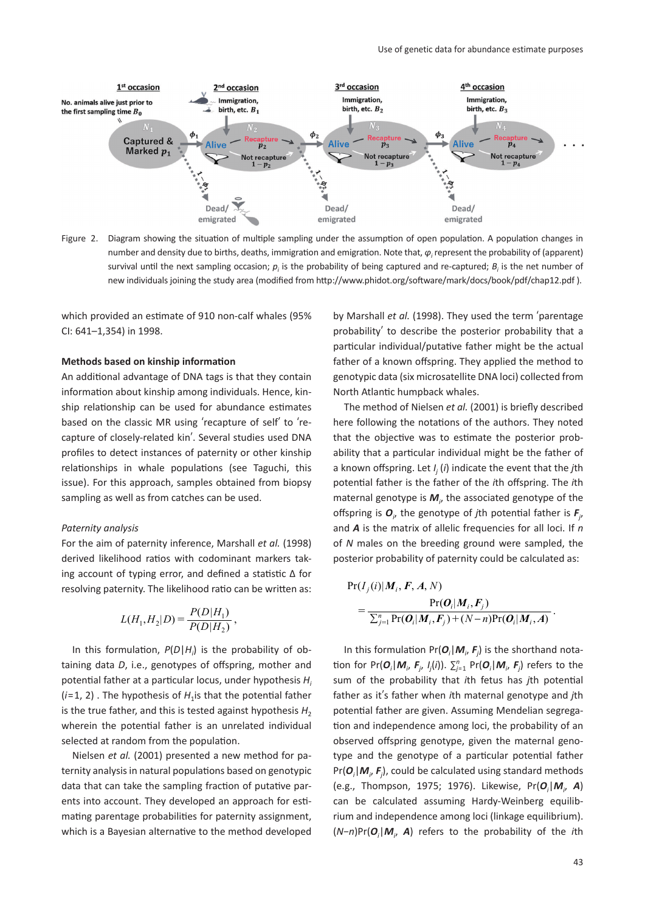Figure 2. Diagram showing the situation of multiple sampling under the assumption of open population. A population changes in number and density due to births, deaths, immigration and emigration. Note that, $\varphi_i$ represent the probability of (apparent) survival until the next sampling occasion; $p_i$ is the probability of being captured and re-captured; $B_i$ is the net number of new individuals joining the study area (modified from http://www.phidot.org/software/mark/docs/book/pdf/chap12.pdf ).

which provided an estimate of 910 non-calf whales (95% CI: 641–1,354) in 1998.

### Methods based on kinship information

An additional advantage of DNA tags is that they contain information about kinship among individuals. Hence, kinship relationship can be used for abundance estimates based on the classic MR using 'recapture of self' to 'recapture of closely-related kin'. Several studies used DNA profiles to detect instances of paternity or other kinship relationships in whale populations (see Taguchi, this issue). For this approach, samples obtained from biopsy sampling as well as from catches can be used.

#### *Paternity analysis*

For the aim of paternity inference, Marshall *et al.* (1998) derived likelihood ratios with codominant markers taking account of typing error, and defined a statistic Δ for resolving paternity. The likelihood ratio can be written as:

$$L(H_1, H_2|D) = \frac{P(D|H_1)}{P(D|H_2)},$$

In this formulation, $P(D|H_i)$ is the probability of obtaining data $D$, i.e., genotypes of offspring, mother and potential father at a particular locus, under hypothesis $H_i$ ($i$=1, 2) . The hypothesis of $H_1$ is that the potential father is the true father, and this is tested against hypothesis $H_2$ wherein the potential father is an unrelated individual selected at random from the population.

Nielsen *et al.* (2001) presented a new method for paternity analysis in natural populations based on genotypic data that can take the sampling fraction of putative parents into account. They developed an approach for estimating parentage probabilities for paternity assignment, which is a Bayesian alternative to the method developed by Marshall *et al.* (1998). They used the term 'parentage probability' to describe the posterior probability that a particular individual/putative father might be the actual father of a known offspring. They applied the method to genotypic data (six microsatellite DNA loci) collected from North Atlantic humpback whales.

The method of Nielsen *et al.* (2001) is briefly described here following the notations of the authors. They noted that the objective was to estimate the posterior probability that a particular individual might be the father of a known offspring. Let $I_j(i)$ indicate the event that the $j$th potential father is the father of the $i$th offspring. The $i$th maternal genotype is $\boldsymbol{M}_i$, the associated genotype of the offspring is $\boldsymbol{O}_i$, the genotype of $j$th potential father is $\boldsymbol{F}_j$, and $\boldsymbol{A}$ is the matrix of allelic frequencies for all loci. If $n$ of $N$ males on the breeding ground were sampled, the posterior probability of paternity could be calculated as:

$$\Pr(I_j(i)|\boldsymbol{M}_i, \boldsymbol{F}, \boldsymbol{A}, N) = \frac{\Pr(\boldsymbol{O}_i|\boldsymbol{M}_i, \boldsymbol{F}_j)}{\sum_{j=1}^{n} \Pr(\boldsymbol{O}_i|\boldsymbol{M}_i, \boldsymbol{F}_j) + (N-n)\Pr(\boldsymbol{O}_i|\boldsymbol{M}_i, \boldsymbol{A})}.$$

In this formulation $\Pr(\boldsymbol{O}_i|\boldsymbol{M}_i, \boldsymbol{F}_j)$ is the shorthand notation for $\Pr(\boldsymbol{O}_i|\boldsymbol{M}_i, \boldsymbol{F}_j, I_j(i))$. $\sum_{j=1}^{n} \Pr(\boldsymbol{O}_i|\boldsymbol{M}_i, \boldsymbol{F}_j)$ refers to the sum of the probability that $i$th fetus has $j$th potential father as it's father when $i$th maternal genotype and $j$th potential father are given. Assuming Mendelian segregation and independence among loci, the probability of an observed offspring genotype, given the maternal genotype and the genotype of a particular potential father $\Pr(\boldsymbol{O}_i|\boldsymbol{M}_i, \boldsymbol{F}_j)$, could be calculated using standard methods (e.g., Thompson, 1975; 1976). Likewise, $\Pr(\boldsymbol{O}_i|\boldsymbol{M}_i, \boldsymbol{A})$ can be calculated assuming Hardy-Weinberg equilibrium and independence among loci (linkage equilibrium). $(N-n)\Pr(\boldsymbol{O}_i|\boldsymbol{M}_i, \boldsymbol{A})$ refers to the probability of the $i$th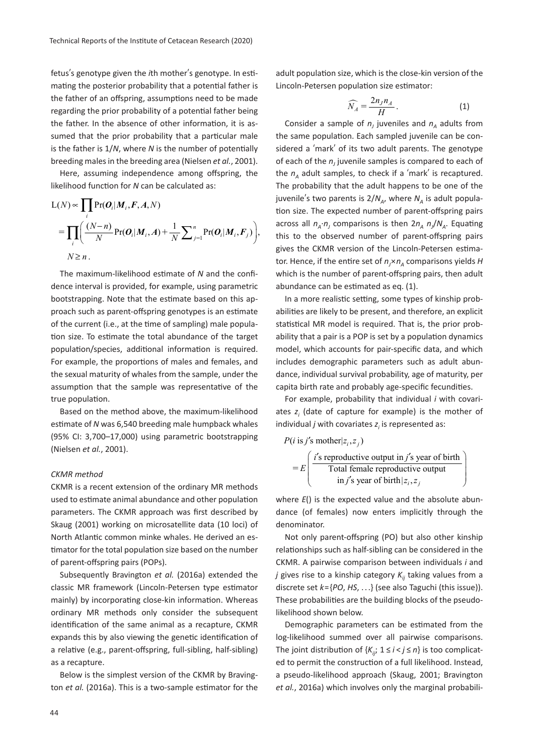fetus's genotype given the *i*th mother's genotype. In estimating the posterior probability that a potential father is the father of an offspring, assumptions need to be made regarding the prior probability of a potential father being the father. In the absence of other information, it is assumed that the prior probability that a particular male is the father is $1/N$, where $N$ is the number of potentially breeding males in the breeding area (Nielsen *et al.*, 2001).

Here, assuming independence among offspring, the likelihood function for $N$ can be calculated as:

$$\mathrm{L}(N) \propto \prod_i \Pr(\boldsymbol{O}_i | \boldsymbol{M}_i, \boldsymbol{F}, \boldsymbol{A}, N)$$
$$= \prod_i \left( \frac{(N-n)}{N} \Pr(\boldsymbol{O}_i | \boldsymbol{M}_i, \boldsymbol{A}) + \frac{1}{N} \sum_{j=1}^{n} \Pr(\boldsymbol{O}_i | \boldsymbol{M}_i, \boldsymbol{F}_j) \right),$$
$$N \geq n.$$

The maximum-likelihood estimate of $N$ and the confidence interval is provided, for example, using parametric bootstrapping. Note that the estimate based on this approach such as parent-offspring genotypes is an estimate of the current (i.e., at the time of sampling) male population size. To estimate the total abundance of the target population/species, additional information is required. For example, the proportions of males and females, and the sexual maturity of whales from the sample, under the assumption that the sample was representative of the true population.

Based on the method above, the maximum-likelihood estimate of $N$ was 6,540 breeding male humpback whales (95% CI: 3,700–17,000) using parametric bootstrapping (Nielsen *et al.*, 2001).

### *CKMR method*

CKMR is a recent extension of the ordinary MR methods used to estimate animal abundance and other population parameters. The CKMR approach was first described by Skaug (2001) working on microsatellite data (10 loci) of North Atlantic common minke whales. He derived an estimator for the total population size based on the number of parent-offspring pairs (POPs).

Subsequently Bravington *et al.* (2016a) extended the classic MR framework (Lincoln-Petersen type estimator mainly) by incorporating close-kin information. Whereas ordinary MR methods only consider the subsequent identification of the same animal as a recapture, CKMR expands this by also viewing the genetic identification of a relative (e.g., parent-offspring, full-sibling, half-sibling) as a recapture.

Below is the simplest version of the CKMR by Bravington *et al.* (2016a). This is a two-sample estimator for the adult population size, which is the close-kin version of the Lincoln-Petersen population size estimator:

$$\widehat{N_A} = \frac{2n_J n_A}{H}. \tag{1}$$

Consider a sample of $n_J$ juveniles and $n_A$ adults from the same population. Each sampled juvenile can be considered a 'mark' of its two adult parents. The genotype of each of the $n_J$ juvenile samples is compared to each of the $n_A$ adult samples, to check if a 'mark' is recaptured. The probability that the adult happens to be one of the juvenile's two parents is $2/N_A$, where $N_A$ is adult population size. The expected number of parent-offspring pairs across all $n_A \cdot n_J$ comparisons is then $2n_A\, n_J/N_A$. Equating this to the observed number of parent-offspring pairs gives the CKMR version of the Lincoln-Petersen estimator. Hence, if the entire set of $n_J \times n_A$ comparisons yields $H$ which is the number of parent-offspring pairs, then adult abundance can be estimated as eq. (1).

In a more realistic setting, some types of kinship probabilities are likely to be present, and therefore, an explicit statistical MR model is required. That is, the prior probability that a pair is a POP is set by a population dynamics model, which accounts for pair-specific data, and which includes demographic parameters such as adult abundance, individual survival probability, age of maturity, per capita birth rate and probably age-specific fecundities.

For example, probability that individual $i$ with covariates $z_i$ (date of capture for example) is the mother of individual $j$ with covariates $z_j$ is represented as:

$$P(i \text{ is } j\text{'s mother} | z_i, z_j) = E\left( \frac{i\text{'s reproductive output in } j\text{'s year of birth}}{\text{Total female reproductive output in } j\text{'s year of birth} | z_i, z_j} \right)$$

where $E()$ is the expected value and the absolute abundance (of females) now enters implicitly through the denominator.

Not only parent-offspring (PO) but also other kinship relationships such as half-sibling can be considered in the CKMR. A pairwise comparison between individuals $i$ and $j$ gives rise to a kinship category $K_{ij}$ taking values from a discrete set $k=\{PO, HS, \ldots\}$ (see also Taguchi (this issue)). These probabilities are the building blocks of the pseudo-likelihood shown below.

Demographic parameters can be estimated from the log-likelihood summed over all pairwise comparisons. The joint distribution of $\{K_{ij};\ 1 \leq i < j \leq n\}$ is too complicated to permit the construction of a full likelihood. Instead, a pseudo-likelihood approach (Skaug, 2001; Bravington *et al.*, 2016a) which involves only the marginal probabili-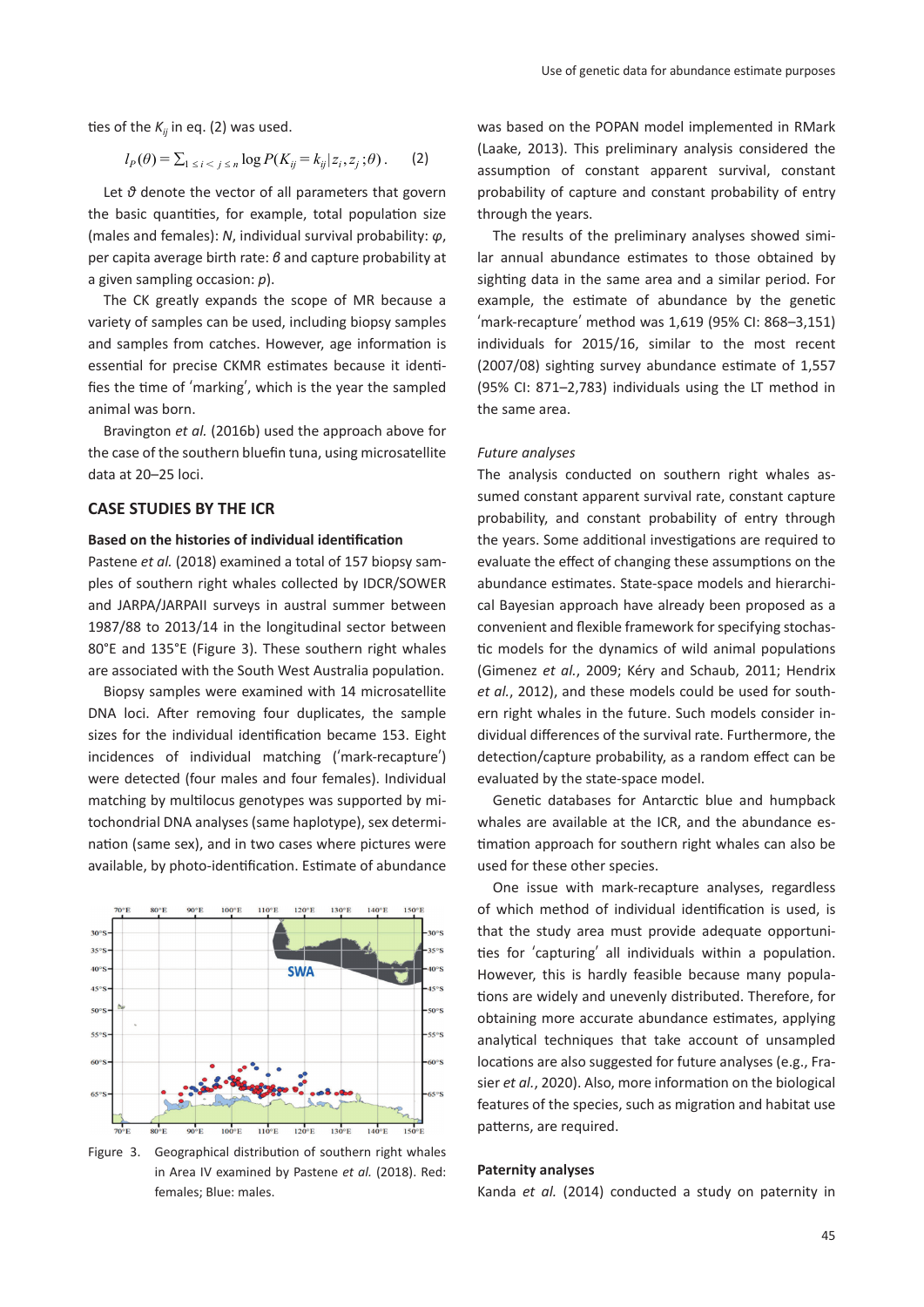ties of the $K_{ij}$ in eq. (2) was used.

$$l_P(\theta) = \sum_{1 \le i < j \le n} \log P(K_{ij} = k_{ij} | z_i, z_j; \theta). \quad (2)$$

Let $\vartheta$ denote the vector of all parameters that govern the basic quantities, for example, total population size (males and females): $N$, individual survival probability: $\varphi$, per capita average birth rate: $\beta$ and capture probability at a given sampling occasion: $p$).

The CK greatly expands the scope of MR because a variety of samples can be used, including biopsy samples and samples from catches. However, age information is essential for precise CKMR estimates because it identifies the time of 'marking', which is the year the sampled animal was born.

Bravington *et al.* (2016b) used the approach above for the case of the southern bluefin tuna, using microsatellite data at 20–25 loci.

## CASE STUDIES BY THE ICR

### Based on the histories of individual identification

Pastene *et al.* (2018) examined a total of 157 biopsy samples of southern right whales collected by IDCR/SOWER and JARPA/JARPAII surveys in austral summer between 1987/88 to 2013/14 in the longitudinal sector between 80°E and 135°E (Figure 3). These southern right whales are associated with the South West Australia population.

Biopsy samples were examined with 14 microsatellite DNA loci. After removing four duplicates, the sample sizes for the individual identification became 153. Eight incidences of individual matching ('mark-recapture') were detected (four males and four females). Individual matching by multilocus genotypes was supported by mitochondrial DNA analyses (same haplotype), sex determination (same sex), and in two cases where pictures were available, by photo-identification. Estimate of abundance

Figure 3. Geographical distribution of southern right whales in Area IV examined by Pastene *et al.* (2018). Red: females; Blue: males.

was based on the POPAN model implemented in RMark (Laake, 2013). This preliminary analysis considered the assumption of constant apparent survival, constant probability of capture and constant probability of entry through the years.

The results of the preliminary analyses showed similar annual abundance estimates to those obtained by sighting data in the same area and a similar period. For example, the estimate of abundance by the genetic 'mark-recapture' method was 1,619 (95% CI: 868–3,151) individuals for 2015/16, similar to the most recent (2007/08) sighting survey abundance estimate of 1,557 (95% CI: 871–2,783) individuals using the LT method in the same area.

### *Future analyses*

The analysis conducted on southern right whales assumed constant apparent survival rate, constant capture probability, and constant probability of entry through the years. Some additional investigations are required to evaluate the effect of changing these assumptions on the abundance estimates. State-space models and hierarchical Bayesian approach have already been proposed as a convenient and flexible framework for specifying stochastic models for the dynamics of wild animal populations (Gimenez *et al.*, 2009; Kéry and Schaub, 2011; Hendrix *et al.*, 2012), and these models could be used for southern right whales in the future. Such models consider individual differences of the survival rate. Furthermore, the detection/capture probability, as a random effect can be evaluated by the state-space model.

Genetic databases for Antarctic blue and humpback whales are available at the ICR, and the abundance estimation approach for southern right whales can also be used for these other species.

One issue with mark-recapture analyses, regardless of which method of individual identification is used, is that the study area must provide adequate opportunities for 'capturing' all individuals within a population. However, this is hardly feasible because many populations are widely and unevenly distributed. Therefore, for obtaining more accurate abundance estimates, applying analytical techniques that take account of unsampled locations are also suggested for future analyses (e.g., Frasier *et al.*, 2020). Also, more information on the biological features of the species, such as migration and habitat use patterns, are required.

### Paternity analyses

Kanda *et al.* (2014) conducted a study on paternity in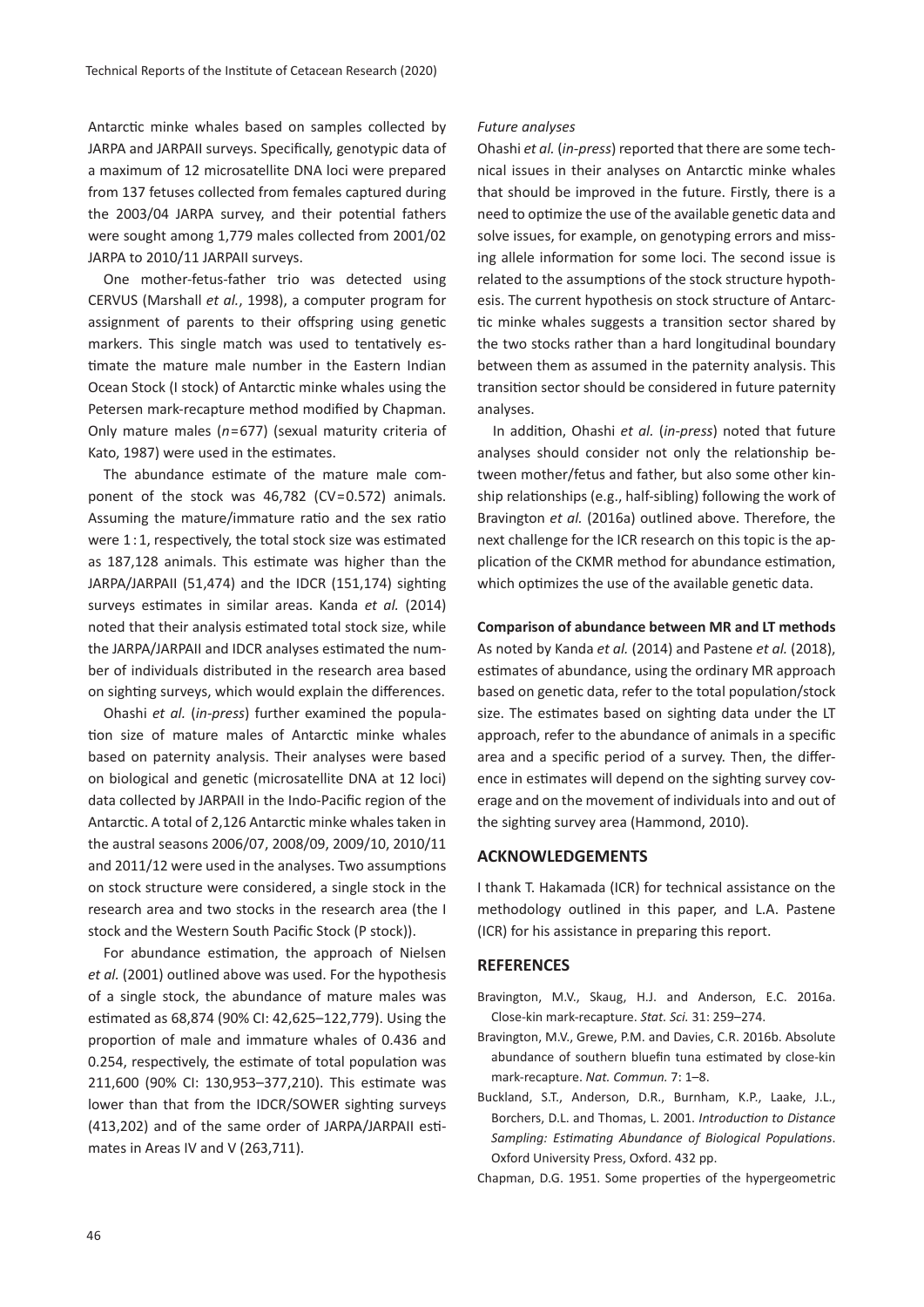Antarctic minke whales based on samples collected by JARPA and JARPAII surveys. Specifically, genotypic data of a maximum of 12 microsatellite DNA loci were prepared from 137 fetuses collected from females captured during the 2003/04 JARPA survey, and their potential fathers were sought among 1,779 males collected from 2001/02 JARPA to 2010/11 JARPAII surveys.

One mother-fetus-father trio was detected using CERVUS (Marshall *et al.*, 1998), a computer program for assignment of parents to their offspring using genetic markers. This single match was used to tentatively estimate the mature male number in the Eastern Indian Ocean Stock (I stock) of Antarctic minke whales using the Petersen mark-recapture method modified by Chapman. Only mature males ($n=677$) (sexual maturity criteria of Kato, 1987) were used in the estimates.

The abundance estimate of the mature male component of the stock was 46,782 (CV=0.572) animals. Assuming the mature/immature ratio and the sex ratio were 1 : 1, respectively, the total stock size was estimated as 187,128 animals. This estimate was higher than the JARPA/JARPAII (51,474) and the IDCR (151,174) sighting surveys estimates in similar areas. Kanda *et al.* (2014) noted that their analysis estimated total stock size, while the JARPA/JARPAII and IDCR analyses estimated the number of individuals distributed in the research area based on sighting surveys, which would explain the differences.

Ohashi *et al.* (*in-press*) further examined the population size of mature males of Antarctic minke whales based on paternity analysis. Their analyses were based on biological and genetic (microsatellite DNA at 12 loci) data collected by JARPAII in the Indo-Pacific region of the Antarctic. A total of 2,126 Antarctic minke whales taken in the austral seasons 2006/07, 2008/09, 2009/10, 2010/11 and 2011/12 were used in the analyses. Two assumptions on stock structure were considered, a single stock in the research area and two stocks in the research area (the I stock and the Western South Pacific Stock (P stock)).

For abundance estimation, the approach of Nielsen *et al.* (2001) outlined above was used. For the hypothesis of a single stock, the abundance of mature males was estimated as 68,874 (90% CI: 42,625–122,779). Using the proportion of male and immature whales of 0.436 and 0.254, respectively, the estimate of total population was 211,600 (90% CI: 130,953–377,210). This estimate was lower than that from the IDCR/SOWER sighting surveys (413,202) and of the same order of JARPA/JARPAII estimates in Areas IV and V (263,711).

*Future analyses*

Ohashi *et al.* (*in-press*) reported that there are some technical issues in their analyses on Antarctic minke whales that should be improved in the future. Firstly, there is a need to optimize the use of the available genetic data and solve issues, for example, on genotyping errors and missing allele information for some loci. The second issue is related to the assumptions of the stock structure hypothesis. The current hypothesis on stock structure of Antarctic minke whales suggests a transition sector shared by the two stocks rather than a hard longitudinal boundary between them as assumed in the paternity analysis. This transition sector should be considered in future paternity analyses.

In addition, Ohashi *et al.* (*in-press*) noted that future analyses should consider not only the relationship between mother/fetus and father, but also some other kinship relationships (e.g., half-sibling) following the work of Bravington *et al.* (2016a) outlined above. Therefore, the next challenge for the ICR research on this topic is the application of the CKMR method for abundance estimation, which optimizes the use of the available genetic data.

**Comparison of abundance between MR and LT methods**

As noted by Kanda *et al.* (2014) and Pastene *et al.* (2018), estimates of abundance, using the ordinary MR approach based on genetic data, refer to the total population/stock size. The estimates based on sighting data under the LT approach, refer to the abundance of animals in a specific area and a specific period of a survey. Then, the difference in estimates will depend on the sighting survey coverage and on the movement of individuals into and out of the sighting survey area (Hammond, 2010).

## ACKNOWLEDGEMENTS

I thank T. Hakamada (ICR) for technical assistance on the methodology outlined in this paper, and L.A. Pastene (ICR) for his assistance in preparing this report.

## REFERENCES

Bravington, M.V., Skaug, H.J. and Anderson, E.C. 2016a. Close-kin mark-recapture. *Stat. Sci.* 31: 259–274.

Bravington, M.V., Grewe, P.M. and Davies, C.R. 2016b. Absolute abundance of southern bluefin tuna estimated by close-kin mark-recapture. *Nat. Commun.* 7: 1–8.

Buckland, S.T., Anderson, D.R., Burnham, K.P., Laake, J.L., Borchers, D.L. and Thomas, L. 2001. *Introduction to Distance Sampling: Estimating Abundance of Biological Populations*. Oxford University Press, Oxford. 432 pp.

Chapman, D.G. 1951. Some properties of the hypergeometric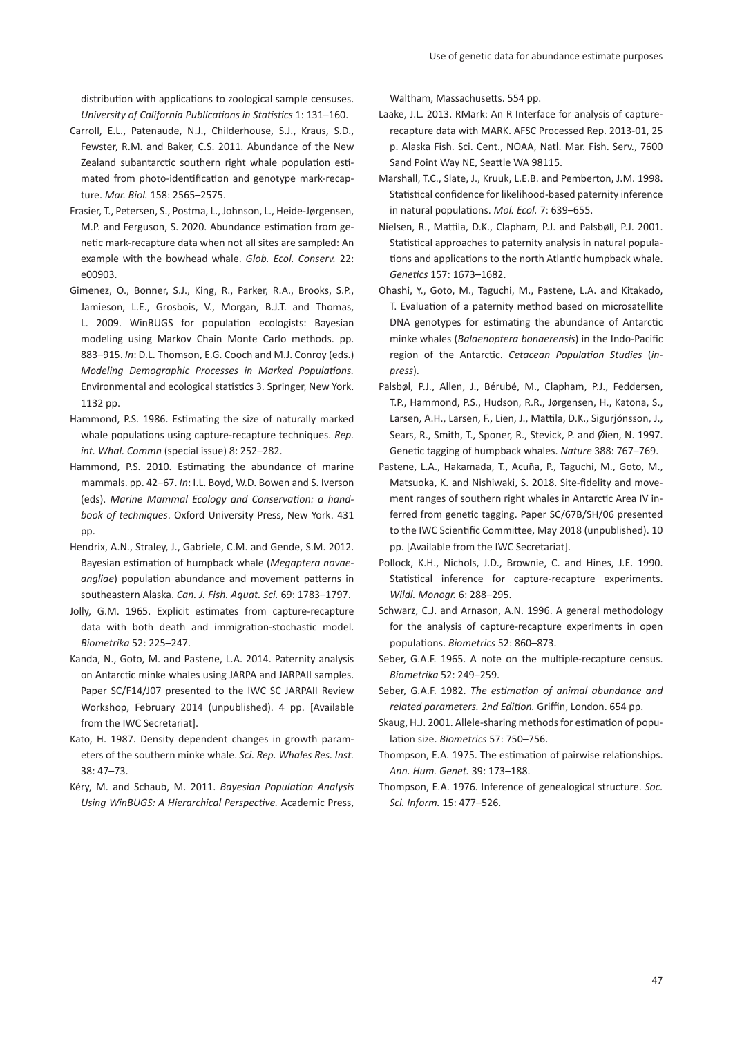distribution with applications to zoological sample censuses. *University of California Publications in Statistics* 1: 131–160.

Carroll, E.L., Patenaude, N.J., Childerhouse, S.J., Kraus, S.D., Fewster, R.M. and Baker, C.S. 2011. Abundance of the New Zealand subantarctic southern right whale population estimated from photo-identification and genotype mark-recapture. *Mar. Biol.* 158: 2565–2575.

Frasier, T., Petersen, S., Postma, L., Johnson, L., Heide-Jørgensen, M.P. and Ferguson, S. 2020. Abundance estimation from genetic mark-recapture data when not all sites are sampled: An example with the bowhead whale. *Glob. Ecol. Conserv.* 22: e00903.

Gimenez, O., Bonner, S.J., King, R., Parker, R.A., Brooks, S.P., Jamieson, L.E., Grosbois, V., Morgan, B.J.T. and Thomas, L. 2009. WinBUGS for population ecologists: Bayesian modeling using Markov Chain Monte Carlo methods. pp. 883–915. *In*: D.L. Thomson, E.G. Cooch and M.J. Conroy (eds.) *Modeling Demographic Processes in Marked Populations*. Environmental and ecological statistics 3. Springer, New York. 1132 pp.

Hammond, P.S. 1986. Estimating the size of naturally marked whale populations using capture-recapture techniques. *Rep. int. Whal. Commn* (special issue) 8: 252–282.

Hammond, P.S. 2010. Estimating the abundance of marine mammals. pp. 42–67. *In*: I.L. Boyd, W.D. Bowen and S. Iverson (eds). *Marine Mammal Ecology and Conservation: a handbook of techniques*. Oxford University Press, New York. 431 pp.

Hendrix, A.N., Straley, J., Gabriele, C.M. and Gende, S.M. 2012. Bayesian estimation of humpback whale (*Megaptera novaeangliae*) population abundance and movement patterns in southeastern Alaska. *Can. J. Fish. Aquat. Sci.* 69: 1783–1797.

Jolly, G.M. 1965. Explicit estimates from capture-recapture data with both death and immigration-stochastic model. *Biometrika* 52: 225–247.

Kanda, N., Goto, M. and Pastene, L.A. 2014. Paternity analysis on Antarctic minke whales using JARPA and JARPAII samples. Paper SC/F14/J07 presented to the IWC SC JARPAII Review Workshop, February 2014 (unpublished). 4 pp. [Available from the IWC Secretariat].

Kato, H. 1987. Density dependent changes in growth parameters of the southern minke whale. *Sci. Rep. Whales Res. Inst.* 38: 47–73.

Kéry, M. and Schaub, M. 2011. *Bayesian Population Analysis Using WinBUGS: A Hierarchical Perspective.* Academic Press, Waltham, Massachusetts. 554 pp.

Laake, J.L. 2013. RMark: An R Interface for analysis of capture-recapture data with MARK. AFSC Processed Rep. 2013-01, 25 p. Alaska Fish. Sci. Cent., NOAA, Natl. Mar. Fish. Serv., 7600 Sand Point Way NE, Seattle WA 98115.

Marshall, T.C., Slate, J., Kruuk, L.E.B. and Pemberton, J.M. 1998. Statistical confidence for likelihood-based paternity inference in natural populations. *Mol. Ecol.* 7: 639–655.

Nielsen, R., Mattila, D.K., Clapham, P.J. and Palsbøll, P.J. 2001. Statistical approaches to paternity analysis in natural populations and applications to the north Atlantic humpback whale. *Genetics* 157: 1673–1682.

Ohashi, Y., Goto, M., Taguchi, M., Pastene, L.A. and Kitakado, T. Evaluation of a paternity method based on microsatellite DNA genotypes for estimating the abundance of Antarctic minke whales (*Balaenoptera bonaerensis*) in the Indo-Pacific region of the Antarctic. *Cetacean Population Studies* (*in-press*).

Palsbøl, P.J., Allen, J., Bérubé, M., Clapham, P.J., Feddersen, T.P., Hammond, P.S., Hudson, R.R., Jørgensen, H., Katona, S., Larsen, A.H., Larsen, F., Lien, J., Mattila, D.K., Sigurjónsson, J., Sears, R., Smith, T., Sponer, R., Stevick, P. and Øien, N. 1997. Genetic tagging of humpback whales. *Nature* 388: 767–769.

Pastene, L.A., Hakamada, T., Acuña, P., Taguchi, M., Goto, M., Matsuoka, K. and Nishiwaki, S. 2018. Site-fidelity and movement ranges of southern right whales in Antarctic Area IV inferred from genetic tagging. Paper SC/67B/SH/06 presented to the IWC Scientific Committee, May 2018 (unpublished). 10 pp. [Available from the IWC Secretariat].

Pollock, K.H., Nichols, J.D., Brownie, C. and Hines, J.E. 1990. Statistical inference for capture-recapture experiments. *Wildl. Monogr.* 6: 288–295.

Schwarz, C.J. and Arnason, A.N. 1996. A general methodology for the analysis of capture-recapture experiments in open populations. *Biometrics* 52: 860–873.

Seber, G.A.F. 1965. A note on the multiple-recapture census. *Biometrika* 52: 249–259.

Seber, G.A.F. 1982. *The estimation of animal abundance and related parameters. 2nd Edition.* Griffin, London. 654 pp.

Skaug, H.J. 2001. Allele-sharing methods for estimation of population size. *Biometrics* 57: 750–756.

Thompson, E.A. 1975. The estimation of pairwise relationships. *Ann. Hum. Genet.* 39: 173–188.

Thompson, E.A. 1976. Inference of genealogical structure. *Soc. Sci. Inform.* 15: 477–526.